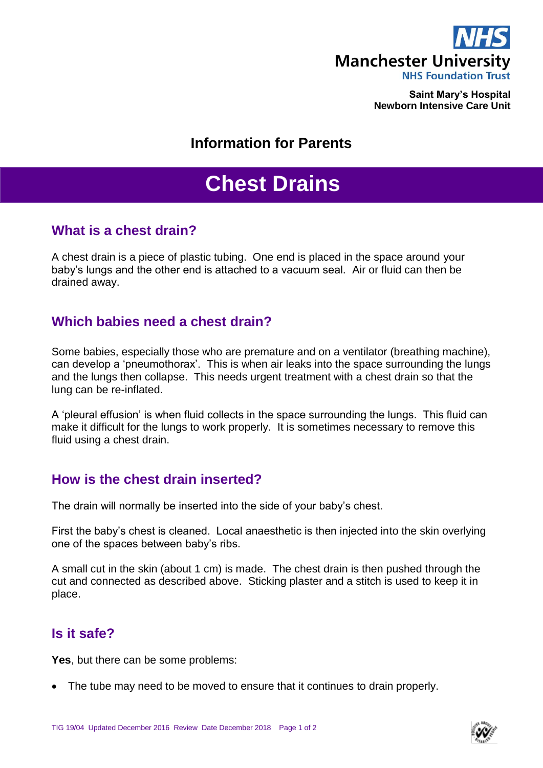**Manchester University**
**NHS Foundation Trust**

**Saint Mary's Hospital**
**Newborn Intensive Care Unit**

## Information for Parents

# Chest Drains

## What is a chest drain?

A chest drain is a piece of plastic tubing. One end is placed in the space around your baby's lungs and the other end is attached to a vacuum seal. Air or fluid can then be drained away.

## Which babies need a chest drain?

Some babies, especially those who are premature and on a ventilator (breathing machine), can develop a 'pneumothorax'. This is when air leaks into the space surrounding the lungs and the lungs then collapse. This needs urgent treatment with a chest drain so that the lung can be re-inflated.

A 'pleural effusion' is when fluid collects in the space surrounding the lungs. This fluid can make it difficult for the lungs to work properly. It is sometimes necessary to remove this fluid using a chest drain.

## How is the chest drain inserted?

The drain will normally be inserted into the side of your baby's chest.

First the baby's chest is cleaned. Local anaesthetic is then injected into the skin overlying one of the spaces between baby's ribs.

A small cut in the skin (about 1 cm) is made. The chest drain is then pushed through the cut and connected as described above. Sticking plaster and a stitch is used to keep it in place.

## Is it safe?

**Yes**, but there can be some problems:

- The tube may need to be moved to ensure that it continues to drain properly.

TIG 19/04 Updated December 2016 Review Date December 2018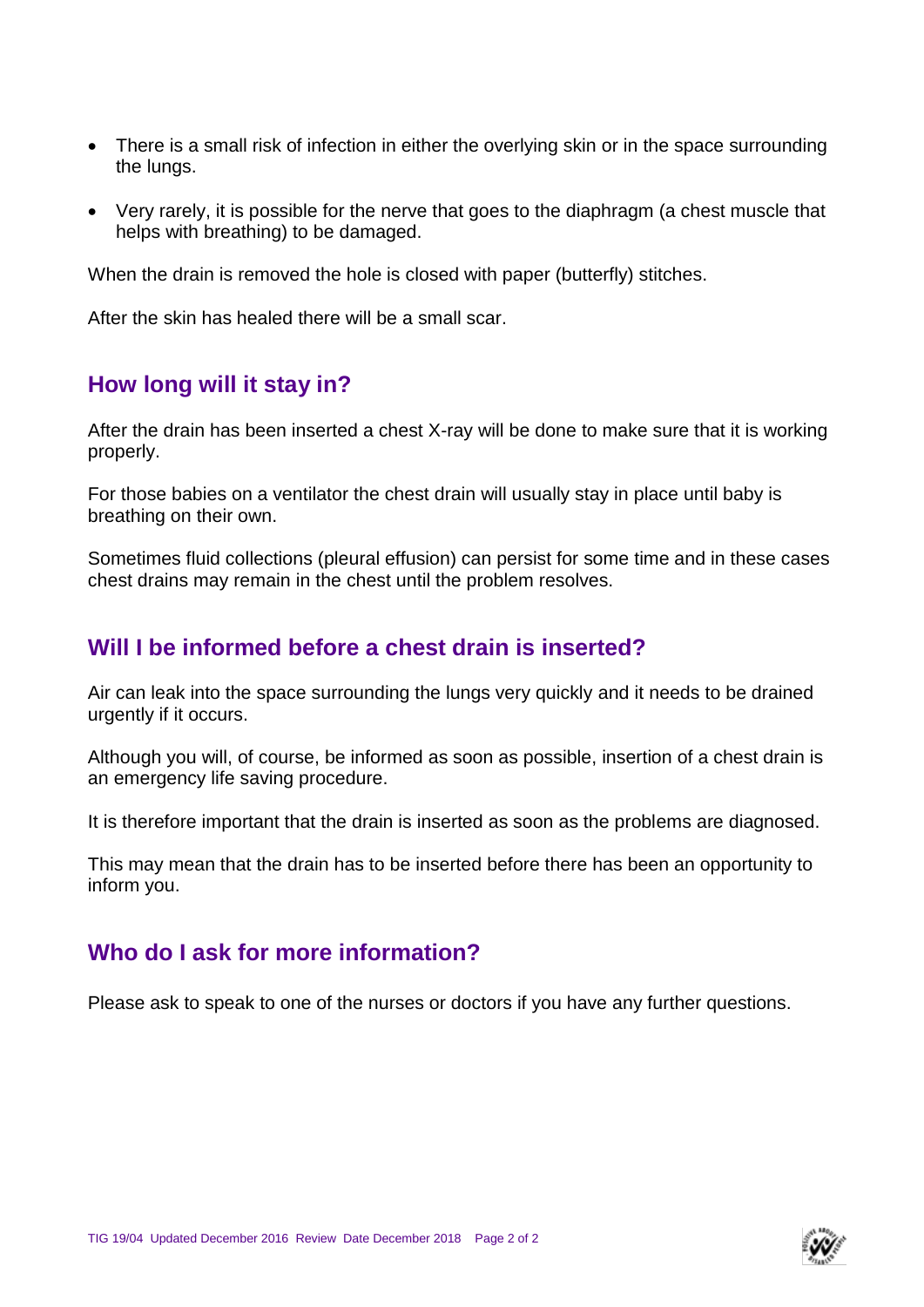- There is a small risk of infection in either the overlying skin or in the space surrounding the lungs.
- Very rarely, it is possible for the nerve that goes to the diaphragm (a chest muscle that helps with breathing) to be damaged.

When the drain is removed the hole is closed with paper (butterfly) stitches.

After the skin has healed there will be a small scar.

## How long will it stay in?

After the drain has been inserted a chest X-ray will be done to make sure that it is working properly.

For those babies on a ventilator the chest drain will usually stay in place until baby is breathing on their own.

Sometimes fluid collections (pleural effusion) can persist for some time and in these cases chest drains may remain in the chest until the problem resolves.

## Will I be informed before a chest drain is inserted?

Air can leak into the space surrounding the lungs very quickly and it needs to be drained urgently if it occurs.

Although you will, of course, be informed as soon as possible, insertion of a chest drain is an emergency life saving procedure.

It is therefore important that the drain is inserted as soon as the problems are diagnosed.

This may mean that the drain has to be inserted before there has been an opportunity to inform you.

## Who do I ask for more information?

Please ask to speak to one of the nurses or doctors if you have any further questions.

TIG 19/04 Updated December 2016 Review Date December 2018